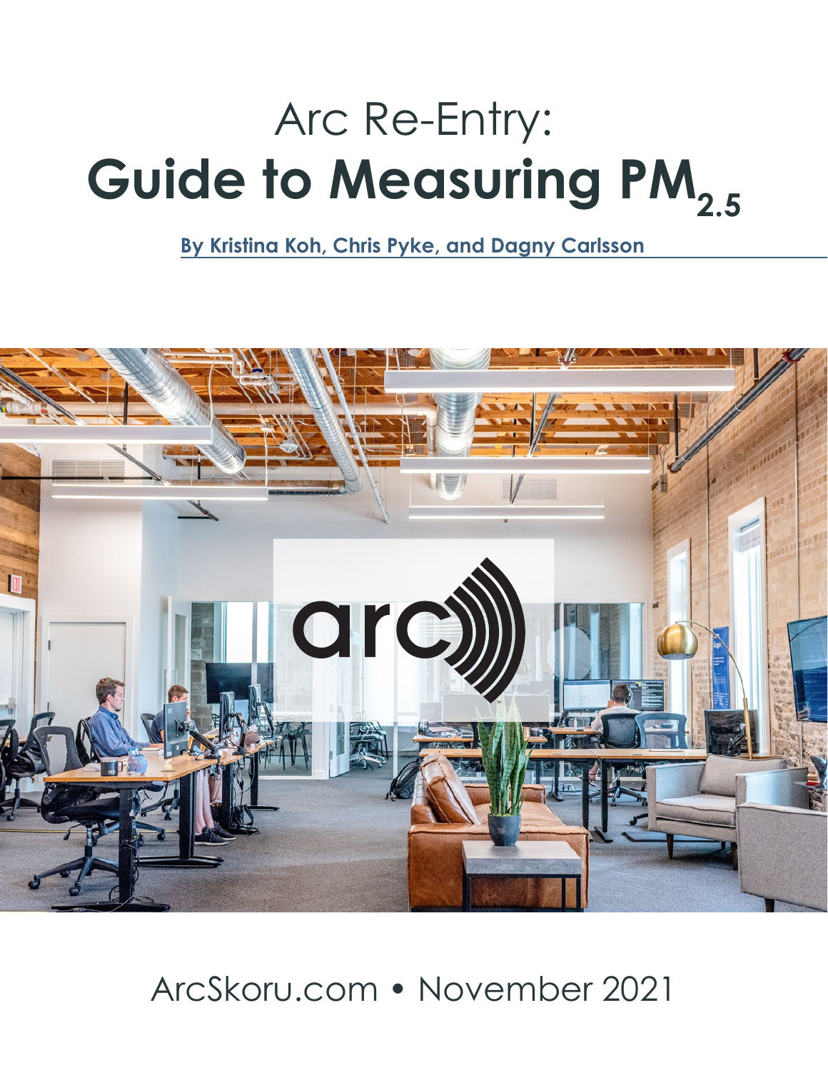# Arc Re-Entry: Guide to Measuring $PM_{2.5}$

**By Kristina Koh, Chris Pyke, and Dagny Carlsson**

ArcSkoru.com • November 2021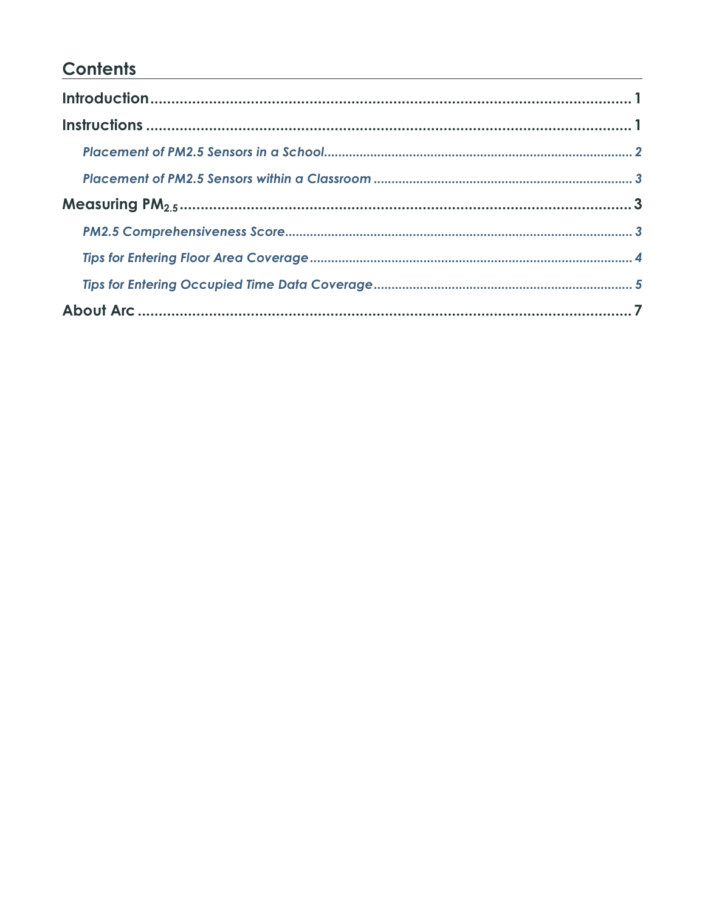## Contents

**Introduction** ........................................................ 1

**Instructions** ........................................................ 1

*Placement of PM2.5 Sensors in a School* ........................................................ 2

*Placement of PM2.5 Sensors within a Classroom* ........................................................ 3

**Measuring $PM_{2.5}$** ........................................................ 3

*PM2.5 Comprehensiveness Score* ........................................................ 3

*Tips for Entering Floor Area Coverage* ........................................................ 4

*Tips for Entering Occupied Time Data Coverage* ........................................................ 5

**About Arc** ........................................................ 7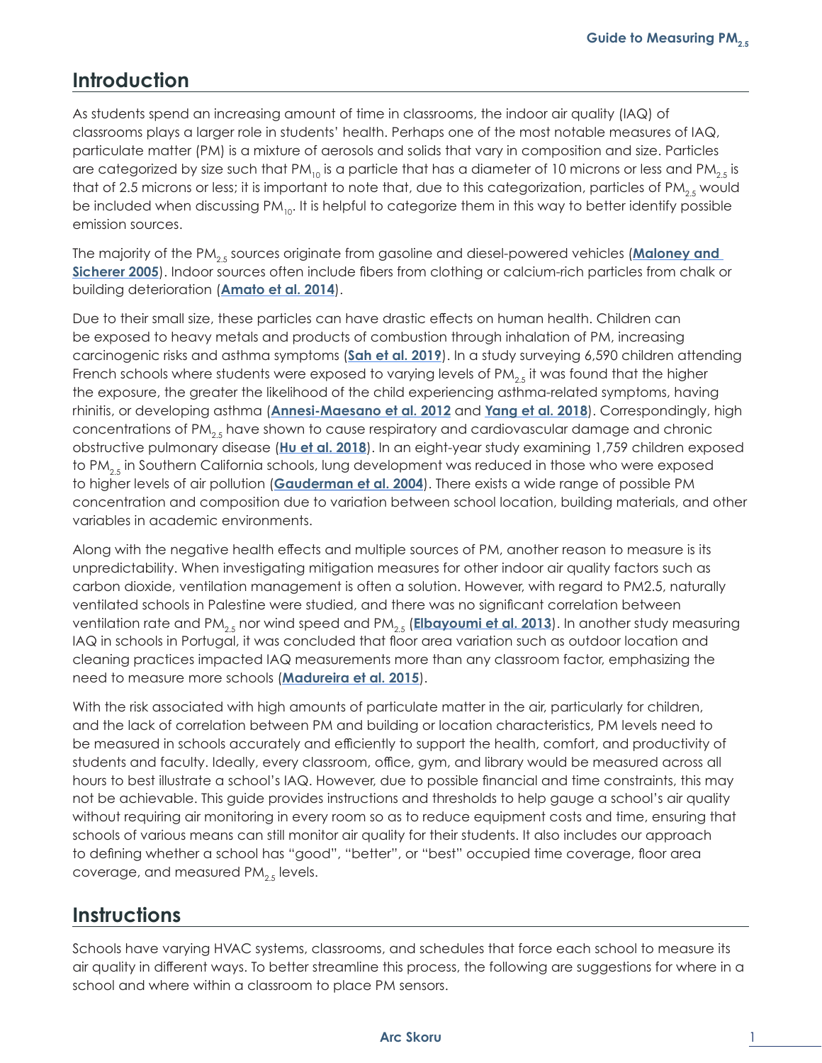## Introduction

As students spend an increasing amount of time in classrooms, the indoor air quality (IAQ) of classrooms plays a larger role in students' health. Perhaps one of the most notable measures of IAQ, particulate matter (PM) is a mixture of aerosols and solids that vary in composition and size. Particles are categorized by size such that $PM_{10}$ is a particle that has a diameter of 10 microns or less and $PM_{2.5}$ is that of 2.5 microns or less; it is important to note that, due to this categorization, particles of $PM_{2.5}$ would be included when discussing $PM_{10}$. It is helpful to categorize them in this way to better identify possible emission sources.

The majority of the $PM_{2.5}$ sources originate from gasoline and diesel-powered vehicles (**Maloney and Sicherer 2005**). Indoor sources often include fibers from clothing or calcium-rich particles from chalk or building deterioration (**Amato et al. 2014**).

Due to their small size, these particles can have drastic effects on human health. Children can be exposed to heavy metals and products of combustion through inhalation of PM, increasing carcinogenic risks and asthma symptoms (**Sah et al. 2019**). In a study surveying 6,590 children attending French schools where students were exposed to varying levels of $PM_{2.5}$ it was found that the higher the exposure, the greater the likelihood of the child experiencing asthma-related symptoms, having rhinitis, or developing asthma (**Annesi-Maesano et al. 2012** and **Yang et al. 2018**). Correspondingly, high concentrations of $PM_{2.5}$ have shown to cause respiratory and cardiovascular damage and chronic obstructive pulmonary disease (**Hu et al. 2018**). In an eight-year study examining 1,759 children exposed to $PM_{2.5}$ in Southern California schools, lung development was reduced in those who were exposed to higher levels of air pollution (**Gauderman et al. 2004**). There exists a wide range of possible PM concentration and composition due to variation between school location, building materials, and other variables in academic environments.

Along with the negative health effects and multiple sources of PM, another reason to measure is its unpredictability. When investigating mitigation measures for other indoor air quality factors such as carbon dioxide, ventilation management is often a solution. However, with regard to PM2.5, naturally ventilated schools in Palestine were studied, and there was no significant correlation between ventilation rate and $PM_{2.5}$ nor wind speed and $PM_{2.5}$ (**Elbayoumi et al. 2013**). In another study measuring IAQ in schools in Portugal, it was concluded that floor area variation such as outdoor location and cleaning practices impacted IAQ measurements more than any classroom factor, emphasizing the need to measure more schools (**Madureira et al. 2015**).

With the risk associated with high amounts of particulate matter in the air, particularly for children, and the lack of correlation between PM and building or location characteristics, PM levels need to be measured in schools accurately and efficiently to support the health, comfort, and productivity of students and faculty. Ideally, every classroom, office, gym, and library would be measured across all hours to best illustrate a school's IAQ. However, due to possible financial and time constraints, this may not be achievable. This guide provides instructions and thresholds to help gauge a school's air quality without requiring air monitoring in every room so as to reduce equipment costs and time, ensuring that schools of various means can still monitor air quality for their students. It also includes our approach to defining whether a school has "good", "better", or "best" occupied time coverage, floor area coverage, and measured $PM_{2.5}$ levels.

## Instructions

Schools have varying HVAC systems, classrooms, and schedules that force each school to measure its air quality in different ways. To better streamline this process, the following are suggestions for where in a school and where within a classroom to place PM sensors.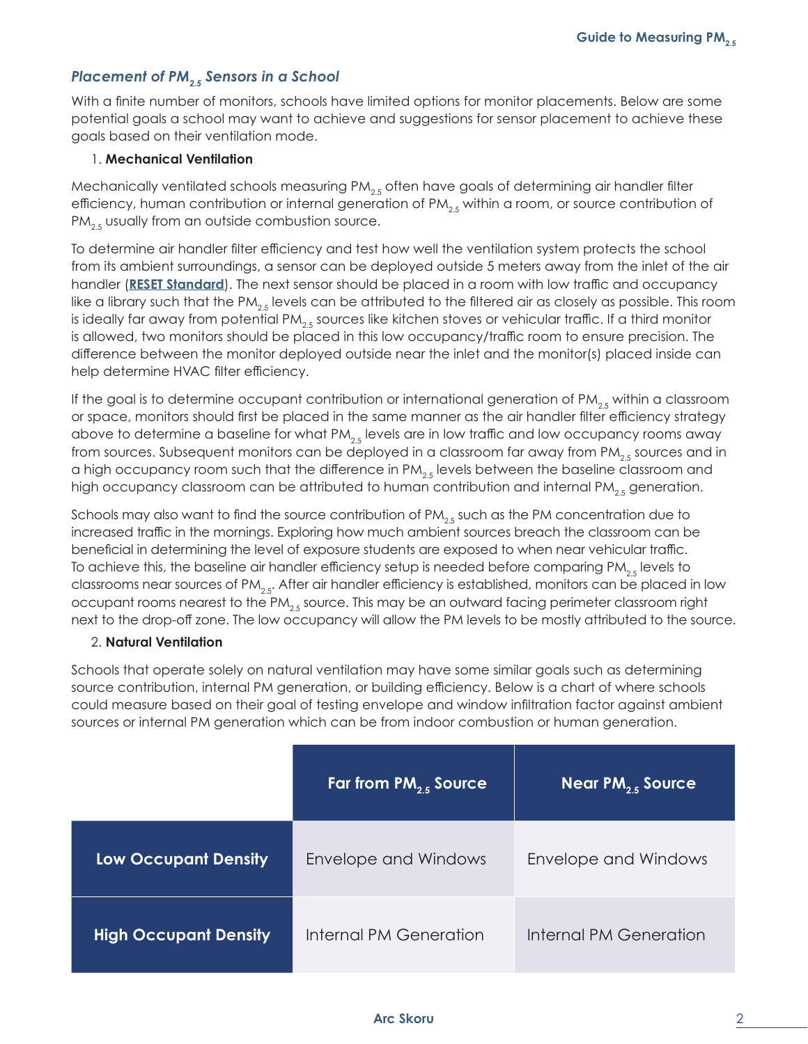### *Placement of $PM_{2.5}$ Sensors in a School*

With a finite number of monitors, schools have limited options for monitor placements. Below are some potential goals a school may want to achieve and suggestions for sensor placement to achieve these goals based on their ventilation mode.

1. **Mechanical Ventilation**

Mechanically ventilated schools measuring $PM_{2.5}$ often have goals of determining air handler filter efficiency, human contribution or internal generation of $PM_{2.5}$ within a room, or source contribution of $PM_{2.5}$ usually from an outside combustion source.

To determine air handler filter efficiency and test how well the ventilation system protects the school from its ambient surroundings, a sensor can be deployed outside 5 meters away from the inlet of the air handler (**RESET Standard**). The next sensor should be placed in a room with low traffic and occupancy like a library such that the $PM_{2.5}$ levels can be attributed to the filtered air as closely as possible. This room is ideally far away from potential $PM_{2.5}$ sources like kitchen stoves or vehicular traffic. If a third monitor is allowed, two monitors should be placed in this low occupancy/traffic room to ensure precision. The difference between the monitor deployed outside near the inlet and the monitor(s) placed inside can help determine HVAC filter efficiency.

If the goal is to determine occupant contribution or international generation of $PM_{2.5}$ within a classroom or space, monitors should first be placed in the same manner as the air handler filter efficiency strategy above to determine a baseline for what $PM_{2.5}$ levels are in low traffic and low occupancy rooms away from sources. Subsequent monitors can be deployed in a classroom far away from $PM_{2.5}$ sources and in a high occupancy room such that the difference in $PM_{2.5}$ levels between the baseline classroom and high occupancy classroom can be attributed to human contribution and internal $PM_{2.5}$ generation.

Schools may also want to find the source contribution of $PM_{2.5}$ such as the PM concentration due to increased traffic in the mornings. Exploring how much ambient sources breach the classroom can be beneficial in determining the level of exposure students are exposed to when near vehicular traffic. To achieve this, the baseline air handler efficiency setup is needed before comparing $PM_{2.5}$ levels to classrooms near sources of $PM_{2.5}$. After air handler efficiency is established, monitors can be placed in low occupant rooms nearest to the $PM_{2.5}$ source. This may be an outward facing perimeter classroom right next to the drop-off zone. The low occupancy will allow the PM levels to be mostly attributed to the source.

2. **Natural Ventilation**

Schools that operate solely on natural ventilation may have some similar goals such as determining source contribution, internal PM generation, or building efficiency. Below is a chart of where schools could measure based on their goal of testing envelope and window infiltration factor against ambient sources or internal PM generation which can be from indoor combustion or human generation.

| | Far from $PM_{2.5}$ Source | Near $PM_{2.5}$ Source |
|---|---|---|
| **Low Occupant Density** | Envelope and Windows | Envelope and Windows |
| **High Occupant Density** | Internal PM Generation | Internal PM Generation |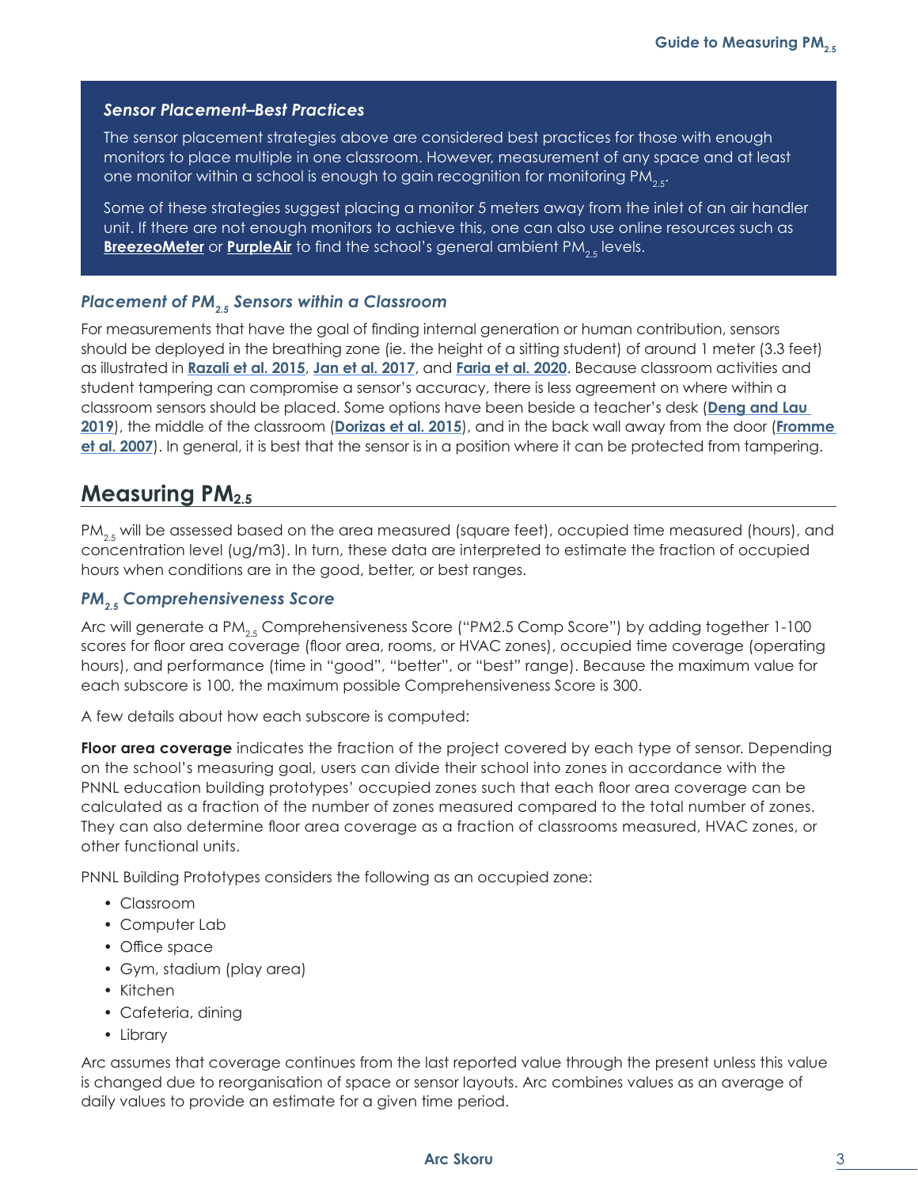*Sensor Placement–Best Practices*

The sensor placement strategies above are considered best practices for those with enough monitors to place multiple in one classroom. However, measurement of any space and at least one monitor within a school is enough to gain recognition for monitoring $PM_{2.5}$.

Some of these strategies suggest placing a monitor 5 meters away from the inlet of an air handler unit. If there are not enough monitors to achieve this, one can also use online resources such as **BreezeoMeter** or **PurpleAir** to find the school's general ambient $PM_{2.5}$ levels.

### *Placement of $PM_{2.5}$ Sensors within a Classroom*

For measurements that have the goal of finding internal generation or human contribution, sensors should be deployed in the breathing zone (ie. the height of a sitting student) of around 1 meter (3.3 feet) as illustrated in **Razali et al. 2015**, **Jan et al. 2017**, and **Faria et al. 2020**. Because classroom activities and student tampering can compromise a sensor's accuracy, there is less agreement on where within a classroom sensors should be placed. Some options have been beside a teacher's desk (**Deng and Lau 2019**), the middle of the classroom (**Dorizas et al. 2015**), and in the back wall away from the door (**Fromme et al. 2007**). In general, it is best that the sensor is in a position where it can be protected from tampering.

## Measuring $PM_{2.5}$

$PM_{2.5}$ will be assessed based on the area measured (square feet), occupied time measured (hours), and concentration level (ug/m3). In turn, these data are interpreted to estimate the fraction of occupied hours when conditions are in the good, better, or best ranges.

### *$PM_{2.5}$ Comprehensiveness Score*

Arc will generate a $PM_{2.5}$ Comprehensiveness Score ("PM2.5 Comp Score") by adding together 1-100 scores for floor area coverage (floor area, rooms, or HVAC zones), occupied time coverage (operating hours), and performance (time in "good", "better", or "best" range). Because the maximum value for each subscore is 100, the maximum possible Comprehensiveness Score is 300.

A few details about how each subscore is computed:

**Floor area coverage** indicates the fraction of the project covered by each type of sensor. Depending on the school's measuring goal, users can divide their school into zones in accordance with the PNNL education building prototypes' occupied zones such that each floor area coverage can be calculated as a fraction of the number of zones measured compared to the total number of zones. They can also determine floor area coverage as a fraction of classrooms measured, HVAC zones, or other functional units.

PNNL Building Prototypes considers the following as an occupied zone:

- Classroom
- Computer Lab
- Office space
- Gym, stadium (play area)
- Kitchen
- Cafeteria, dining
- Library

Arc assumes that coverage continues from the last reported value through the present unless this value is changed due to reorganisation of space or sensor layouts. Arc combines values as an average of daily values to provide an estimate for a given time period.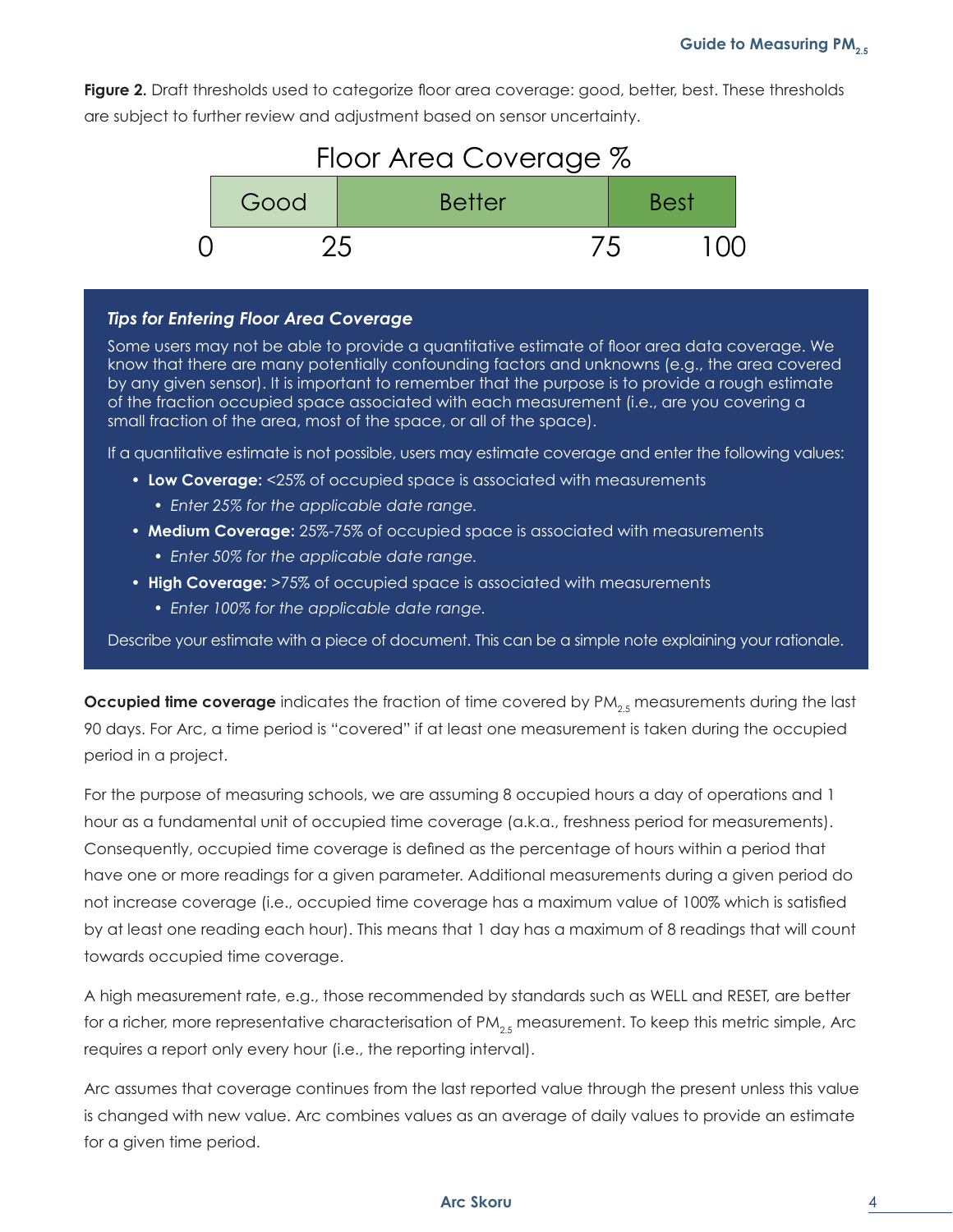**Figure 2.** Draft thresholds used to categorize floor area coverage: good, better, best. These thresholds are subject to further review and adjustment based on sensor uncertainty.

Floor Area Coverage %

| Good | Better | Best |
| --- | --- | --- |
| 0–25 | 25–75 | 75–100 |

### *Tips for Entering Floor Area Coverage*

Some users may not be able to provide a quantitative estimate of floor area data coverage. We know that there are many potentially confounding factors and unknowns (e.g., the area covered by any given sensor). It is important to remember that the purpose is to provide a rough estimate of the fraction occupied space associated with each measurement (i.e., are you covering a small fraction of the area, most of the space, or all of the space).

If a quantitative estimate is not possible, users may estimate coverage and enter the following values:

- **Low Coverage:** <25% of occupied space is associated with measurements
  - *Enter 25% for the applicable date range.*
- **Medium Coverage:** 25%-75% of occupied space is associated with measurements
  - *Enter 50% for the applicable date range.*
- **High Coverage:** >75% of occupied space is associated with measurements
  - *Enter 100% for the applicable date range.*

Describe your estimate with a piece of document. This can be a simple note explaining your rationale.

**Occupied time coverage** indicates the fraction of time covered by $PM_{2.5}$ measurements during the last 90 days. For Arc, a time period is "covered" if at least one measurement is taken during the occupied period in a project.

For the purpose of measuring schools, we are assuming 8 occupied hours a day of operations and 1 hour as a fundamental unit of occupied time coverage (a.k.a., freshness period for measurements). Consequently, occupied time coverage is defined as the percentage of hours within a period that have one or more readings for a given parameter. Additional measurements during a given period do not increase coverage (i.e., occupied time coverage has a maximum value of 100% which is satisfied by at least one reading each hour). This means that 1 day has a maximum of 8 readings that will count towards occupied time coverage.

A high measurement rate, e.g., those recommended by standards such as WELL and RESET, are better for a richer, more representative characterisation of $PM_{2.5}$ measurement. To keep this metric simple, Arc requires a report only every hour (i.e., the reporting interval).

Arc assumes that coverage continues from the last reported value through the present unless this value is changed with new value. Arc combines values as an average of daily values to provide an estimate for a given time period.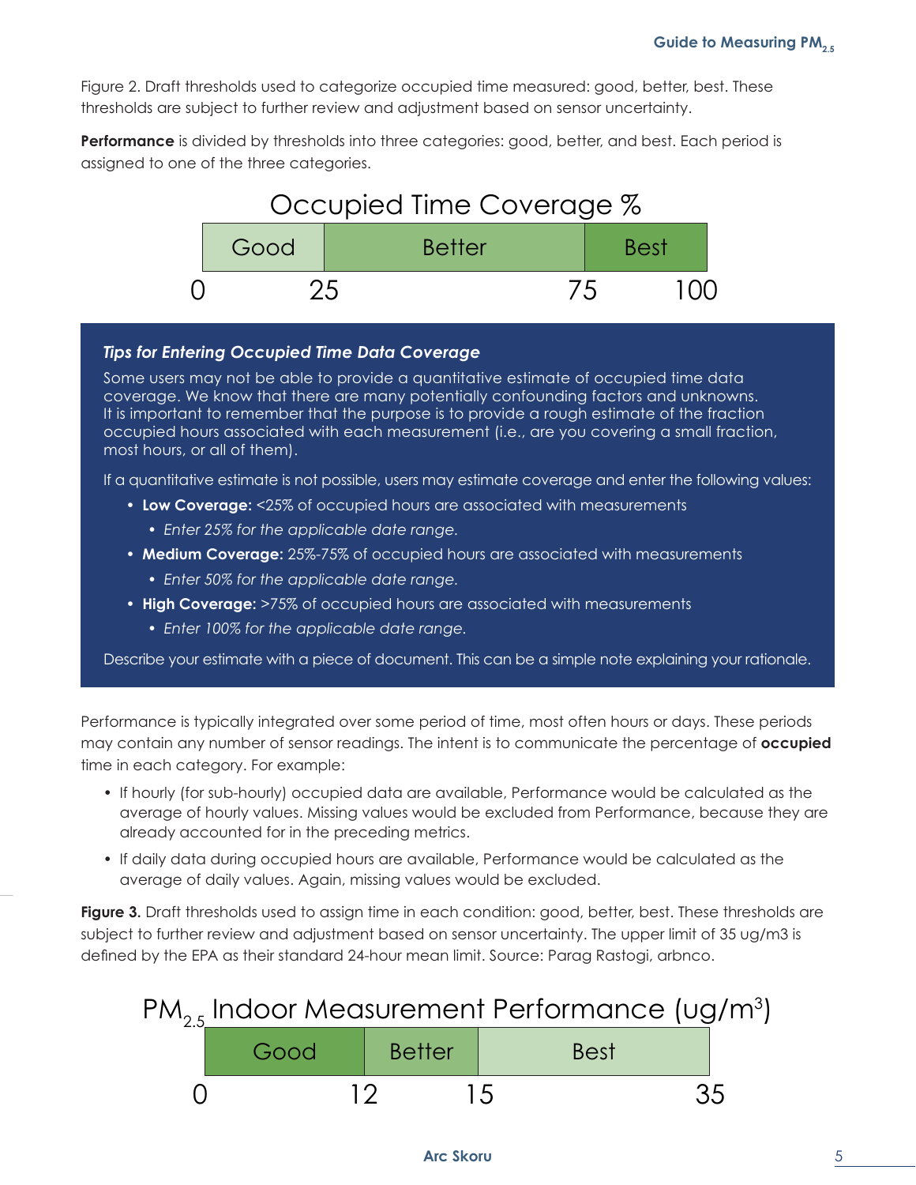Figure 2. Draft thresholds used to categorize occupied time measured: good, better, best. These thresholds are subject to further review and adjustment based on sensor uncertainty.

**Performance** is divided by thresholds into three categories: good, better, and best. Each period is assigned to one of the three categories.

**Occupied Time Coverage %**

| Good | Better | Best |
|---|---|---|
| 0–25 | 25–75 | 75–100 |

***Tips for Entering Occupied Time Data Coverage***

Some users may not be able to provide a quantitative estimate of occupied time data coverage. We know that there are many potentially confounding factors and unknowns. It is important to remember that the purpose is to provide a rough estimate of the fraction occupied hours associated with each measurement (i.e., are you covering a small fraction, most hours, or all of them).

If a quantitative estimate is not possible, users may estimate coverage and enter the following values:

- **Low Coverage:** <25% of occupied hours are associated with measurements
  - *Enter 25% for the applicable date range.*
- **Medium Coverage:** 25%-75% of occupied hours are associated with measurements
  - *Enter 50% for the applicable date range.*
- **High Coverage:** >75% of occupied hours are associated with measurements
  - *Enter 100% for the applicable date range.*

Describe your estimate with a piece of document. This can be a simple note explaining your rationale.

Performance is typically integrated over some period of time, most often hours or days. These periods may contain any number of sensor readings. The intent is to communicate the percentage of **occupied** time in each category. For example:

- If hourly (for sub-hourly) occupied data are available, Performance would be calculated as the average of hourly values. Missing values would be excluded from Performance, because they are already accounted for in the preceding metrics.
- If daily data during occupied hours are available, Performance would be calculated as the average of daily values. Again, missing values would be excluded.

**Figure 3.** Draft thresholds used to assign time in each condition: good, better, best. These thresholds are subject to further review and adjustment based on sensor uncertainty. The upper limit of 35 ug/m3 is defined by the EPA as their standard 24-hour mean limit. Source: Parag Rastogi, arbnco.

**$PM_{2.5}$ Indoor Measurement Performance (ug/m$^3$)**

| Good | Better | Best |
|---|---|---|
| 0–12 | 12–15 | 15–35 |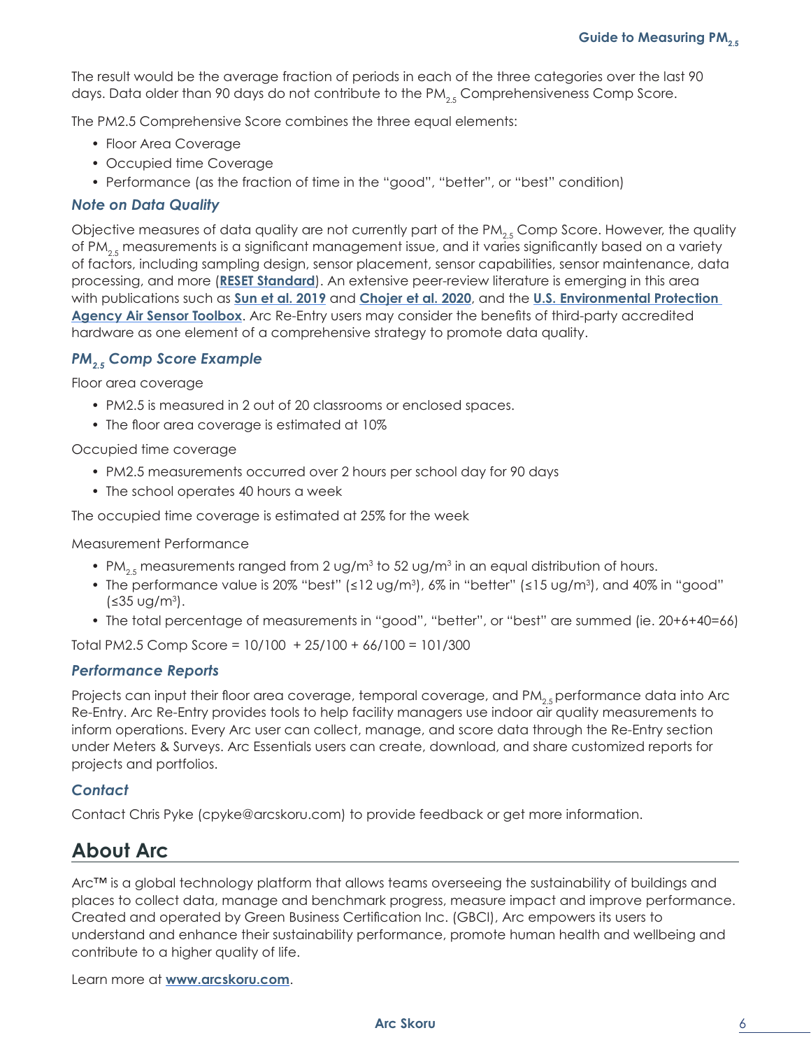The result would be the average fraction of periods in each of the three categories over the last 90 days. Data older than 90 days do not contribute to the $PM_{2.5}$ Comprehensiveness Comp Score.

The PM2.5 Comprehensive Score combines the three equal elements:

- Floor Area Coverage
- Occupied time Coverage
- Performance (as the fraction of time in the "good", "better", or "best" condition)

### *Note on Data Quality*

Objective measures of data quality are not currently part of the $PM_{2.5}$ Comp Score. However, the quality of $PM_{2.5}$ measurements is a significant management issue, and it varies significantly based on a variety of factors, including sampling design, sensor placement, sensor capabilities, sensor maintenance, data processing, and more (**RESET Standard**). An extensive peer-review literature is emerging in this area with publications such as **Sun et al. 2019** and **Chojer et al. 2020**, and the **U.S. Environmental Protection Agency Air Sensor Toolbox**. Arc Re-Entry users may consider the benefits of third-party accredited hardware as one element of a comprehensive strategy to promote data quality.

### *$PM_{2.5}$ Comp Score Example*

Floor area coverage

- PM2.5 is measured in 2 out of 20 classrooms or enclosed spaces.
- The floor area coverage is estimated at 10%

Occupied time coverage

- PM2.5 measurements occurred over 2 hours per school day for 90 days
- The school operates 40 hours a week

The occupied time coverage is estimated at 25% for the week

Measurement Performance

- $PM_{2.5}$ measurements ranged from 2 ug/m$^3$ to 52 ug/m$^3$ in an equal distribution of hours.
- The performance value is 20% "best" (≤12 ug/m$^3$), 6% in "better" (≤15 ug/m$^3$), and 40% in "good" (≤35 ug/m$^3$).
- The total percentage of measurements in "good", "better", or "best" are summed (ie. 20+6+40=66)

Total PM2.5 Comp Score = 10/100 + 25/100 + 66/100 = 101/300

### *Performance Reports*

Projects can input their floor area coverage, temporal coverage, and $PM_{2.5}$ performance data into Arc Re-Entry. Arc Re-Entry provides tools to help facility managers use indoor air quality measurements to inform operations. Every Arc user can collect, manage, and score data through the Re-Entry section under Meters & Surveys. Arc Essentials users can create, download, and share customized reports for projects and portfolios.

### *Contact*

Contact Chris Pyke (cpyke@arcskoru.com) to provide feedback or get more information.

## About Arc

Arc™ is a global technology platform that allows teams overseeing the sustainability of buildings and places to collect data, manage and benchmark progress, measure impact and improve performance. Created and operated by Green Business Certification Inc. (GBCI), Arc empowers its users to understand and enhance their sustainability performance, promote human health and wellbeing and contribute to a higher quality of life.

Learn more at **www.arcskoru.com**.